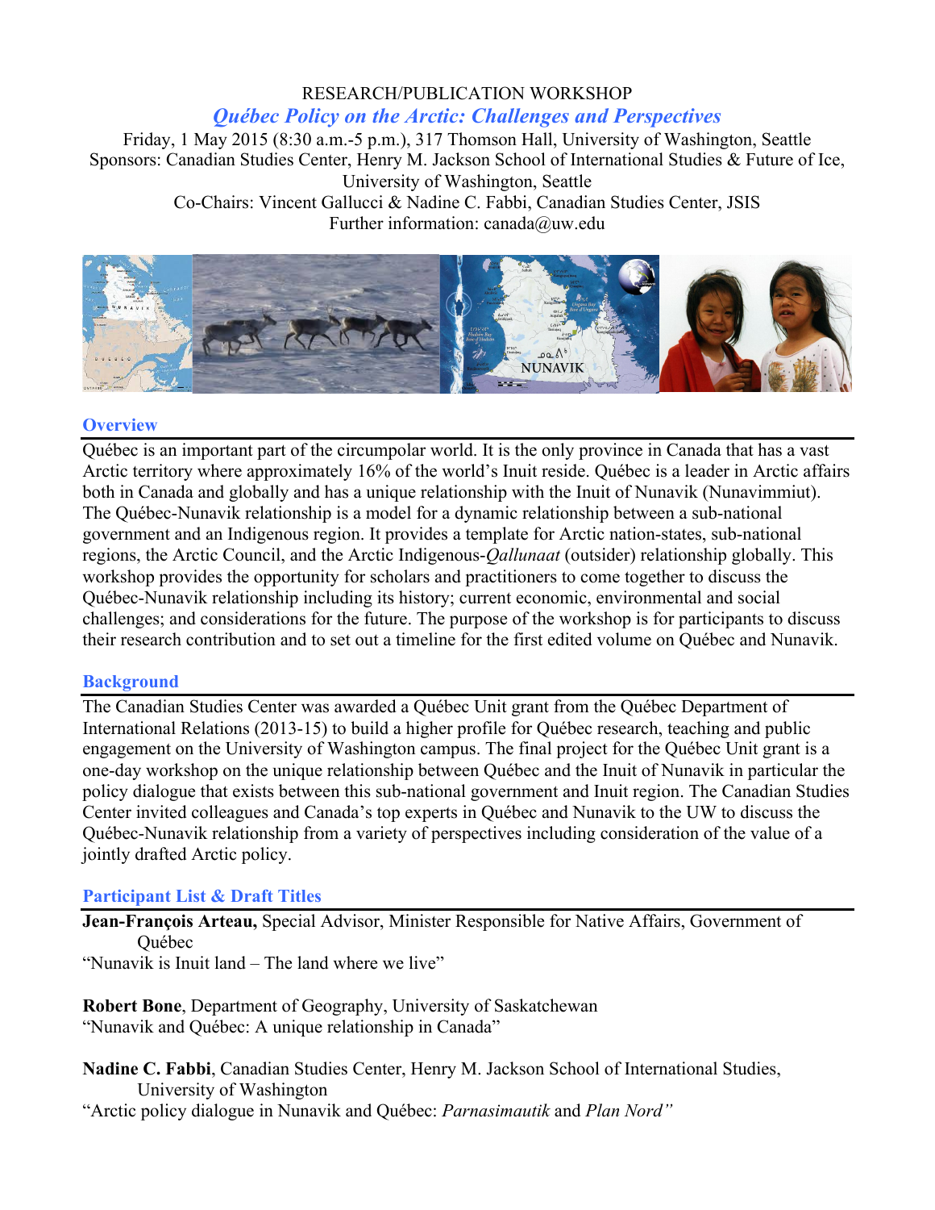RESEARCH/PUBLICATION WORKSHOP

# *Québec Policy on the Arctic: Challenges and Perspectives*

Friday, 1 May 2015 (8:30 a.m.-5 p.m.), 317 Thomson Hall, University of Washington, Seattle
Sponsors: Canadian Studies Center, Henry M. Jackson School of International Studies & Future of Ice, University of Washington, Seattle
Co-Chairs: Vincent Gallucci & Nadine C. Fabbi, Canadian Studies Center, JSIS
Further information: canada@uw.edu

## Overview

Québec is an important part of the circumpolar world. It is the only province in Canada that has a vast Arctic territory where approximately 16% of the world's Inuit reside. Québec is a leader in Arctic affairs both in Canada and globally and has a unique relationship with the Inuit of Nunavik (Nunavimmiut). The Québec-Nunavik relationship is a model for a dynamic relationship between a sub-national government and an Indigenous region. It provides a template for Arctic nation-states, sub-national regions, the Arctic Council, and the Arctic Indigenous-*Qallunaat* (outsider) relationship globally. This workshop provides the opportunity for scholars and practitioners to come together to discuss the Québec-Nunavik relationship including its history; current economic, environmental and social challenges; and considerations for the future. The purpose of the workshop is for participants to discuss their research contribution and to set out a timeline for the first edited volume on Québec and Nunavik.

## Background

The Canadian Studies Center was awarded a Québec Unit grant from the Québec Department of International Relations (2013-15) to build a higher profile for Québec research, teaching and public engagement on the University of Washington campus. The final project for the Québec Unit grant is a one-day workshop on the unique relationship between Québec and the Inuit of Nunavik in particular the policy dialogue that exists between this sub-national government and Inuit region. The Canadian Studies Center invited colleagues and Canada's top experts in Québec and Nunavik to the UW to discuss the Québec-Nunavik relationship from a variety of perspectives including consideration of the value of a jointly drafted Arctic policy.

## Participant List & Draft Titles

**Jean-François Arteau,** Special Advisor, Minister Responsible for Native Affairs, Government of Québec
"Nunavik is Inuit land – The land where we live"

**Robert Bone**, Department of Geography, University of Saskatchewan
"Nunavik and Québec: A unique relationship in Canada"

**Nadine C. Fabbi**, Canadian Studies Center, Henry M. Jackson School of International Studies, University of Washington
"Arctic policy dialogue in Nunavik and Québec: *Parnasimautik* and *Plan Nord*"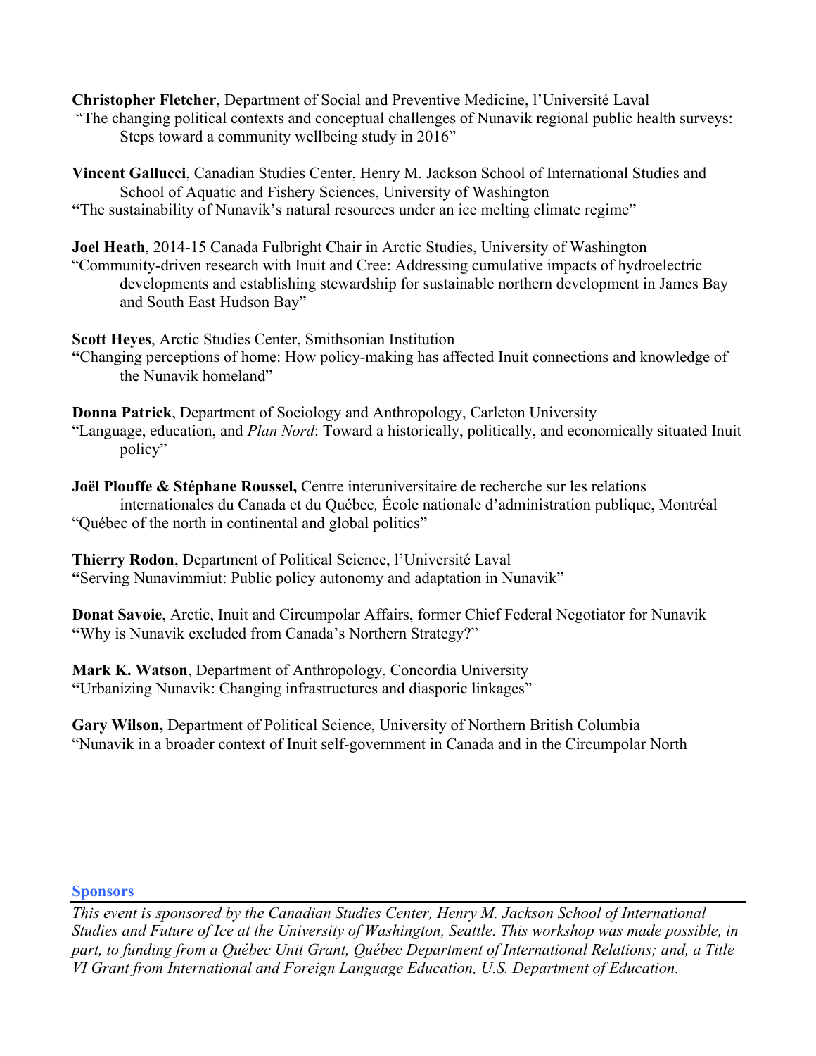**Christopher Fletcher**, Department of Social and Preventive Medicine, l'Université Laval
"The changing political contexts and conceptual challenges of Nunavik regional public health surveys: Steps toward a community wellbeing study in 2016"

**Vincent Gallucci**, Canadian Studies Center, Henry M. Jackson School of International Studies and School of Aquatic and Fishery Sciences, University of Washington
"The sustainability of Nunavik's natural resources under an ice melting climate regime"

**Joel Heath**, 2014-15 Canada Fulbright Chair in Arctic Studies, University of Washington
"Community-driven research with Inuit and Cree: Addressing cumulative impacts of hydroelectric developments and establishing stewardship for sustainable northern development in James Bay and South East Hudson Bay"

**Scott Heyes**, Arctic Studies Center, Smithsonian Institution
"Changing perceptions of home: How policy-making has affected Inuit connections and knowledge of the Nunavik homeland"

**Donna Patrick**, Department of Sociology and Anthropology, Carleton University
"Language, education, and *Plan Nord*: Toward a historically, politically, and economically situated Inuit policy"

**Joël Plouffe & Stéphane Roussel,** Centre interuniversitaire de recherche sur les relations internationales du Canada et du Québec*,* École nationale d'administration publique, Montréal
"Québec of the north in continental and global politics"

**Thierry Rodon**, Department of Political Science, l'Université Laval
"Serving Nunavimmiut: Public policy autonomy and adaptation in Nunavik"

**Donat Savoie**, Arctic, Inuit and Circumpolar Affairs, former Chief Federal Negotiator for Nunavik
"Why is Nunavik excluded from Canada's Northern Strategy?"

**Mark K. Watson**, Department of Anthropology, Concordia University
"Urbanizing Nunavik: Changing infrastructures and diasporic linkages"

**Gary Wilson,** Department of Political Science, University of Northern British Columbia
"Nunavik in a broader context of Inuit self-government in Canada and in the Circumpolar North

## Sponsors

*This event is sponsored by the Canadian Studies Center, Henry M. Jackson School of International Studies and Future of Ice at the University of Washington, Seattle. This workshop was made possible, in part, to funding from a Québec Unit Grant, Québec Department of International Relations; and, a Title VI Grant from International and Foreign Language Education, U.S. Department of Education.*